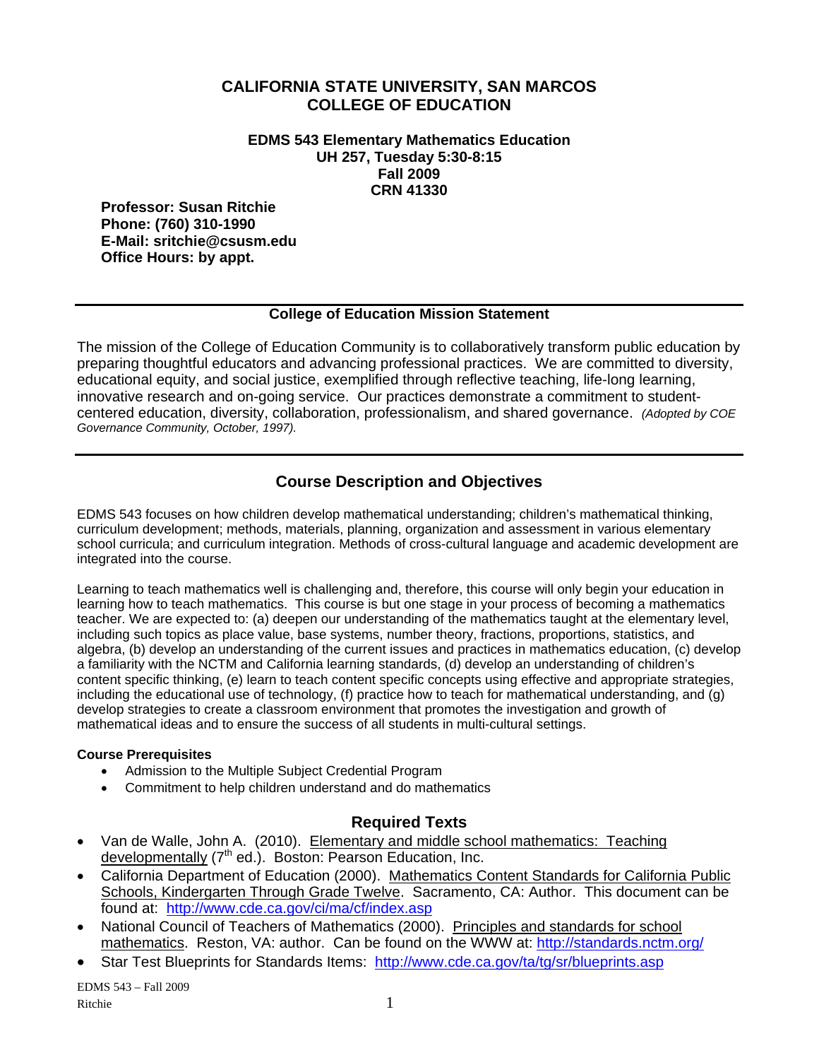# CALIFORNIA STATE UNIVERSITY, SAN MARCOS
# COLLEGE OF EDUCATION

**EDMS 543 Elementary Mathematics Education**
**UH 257, Tuesday 5:30-8:15**
**Fall 2009**
**CRN 41330**

**Professor: Susan Ritchie**
**Phone: (760) 310-1990**
**E-Mail: sritchie@csusm.edu**
**Office Hours: by appt.**

---

## College of Education Mission Statement

The mission of the College of Education Community is to collaboratively transform public education by preparing thoughtful educators and advancing professional practices. We are committed to diversity, educational equity, and social justice, exemplified through reflective teaching, life-long learning, innovative research and on-going service. Our practices demonstrate a commitment to student-centered education, diversity, collaboration, professionalism, and shared governance. *(Adopted by COE Governance Community, October, 1997).*

---

## Course Description and Objectives

EDMS 543 focuses on how children develop mathematical understanding; children's mathematical thinking, curriculum development; methods, materials, planning, organization and assessment in various elementary school curricula; and curriculum integration. Methods of cross-cultural language and academic development are integrated into the course.

Learning to teach mathematics well is challenging and, therefore, this course will only begin your education in learning how to teach mathematics. This course is but one stage in your process of becoming a mathematics teacher. We are expected to: (a) deepen our understanding of the mathematics taught at the elementary level, including such topics as place value, base systems, number theory, fractions, proportions, statistics, and algebra, (b) develop an understanding of the current issues and practices in mathematics education, (c) develop a familiarity with the NCTM and California learning standards, (d) develop an understanding of children's content specific thinking, (e) learn to teach content specific concepts using effective and appropriate strategies, including the educational use of technology, (f) practice how to teach for mathematical understanding, and (g) develop strategies to create a classroom environment that promotes the investigation and growth of mathematical ideas and to ensure the success of all students in multi-cultural settings.

#### Course Prerequisites

- Admission to the Multiple Subject Credential Program
- Commitment to help children understand and do mathematics

## Required Texts

- Van de Walle, John A. (2010). Elementary and middle school mathematics: Teaching developmentally (7th ed.). Boston: Pearson Education, Inc.
- California Department of Education (2000). Mathematics Content Standards for California Public Schools, Kindergarten Through Grade Twelve. Sacramento, CA: Author. This document can be found at: http://www.cde.ca.gov/ci/ma/cf/index.asp
- National Council of Teachers of Mathematics (2000). Principles and standards for school mathematics. Reston, VA: author. Can be found on the WWW at: http://standards.nctm.org/
- Star Test Blueprints for Standards Items: http://www.cde.ca.gov/ta/tg/sr/blueprints.asp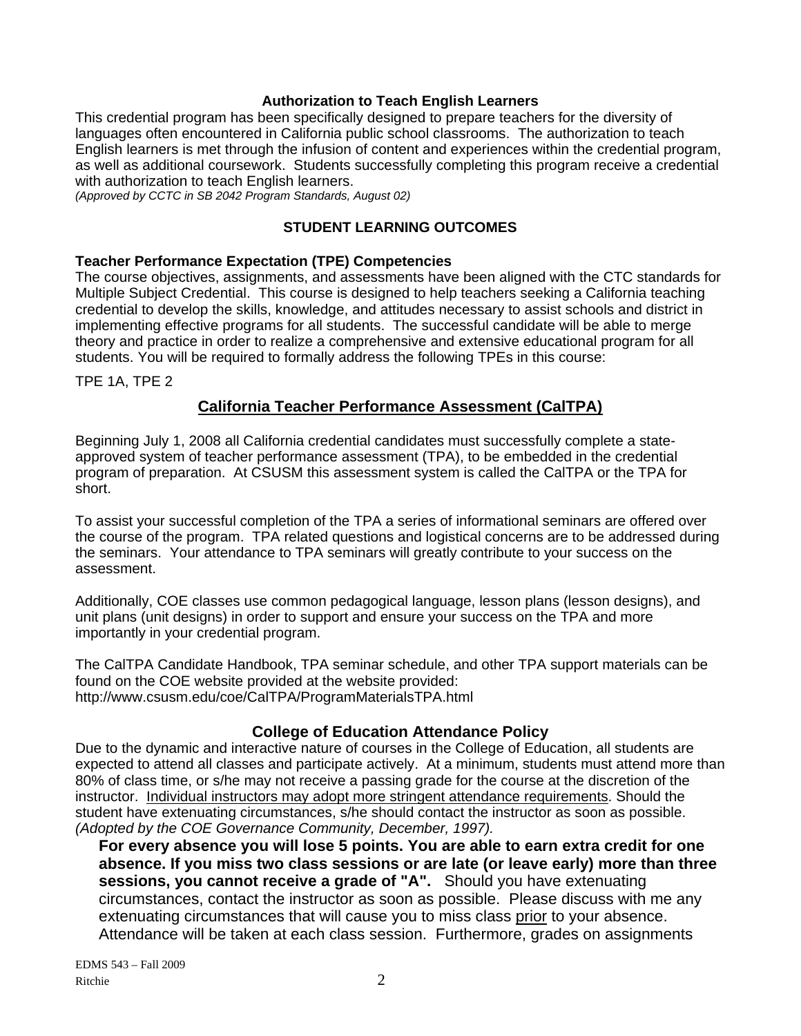### Authorization to Teach English Learners

This credential program has been specifically designed to prepare teachers for the diversity of languages often encountered in California public school classrooms. The authorization to teach English learners is met through the infusion of content and experiences within the credential program, as well as additional coursework. Students successfully completing this program receive a credential with authorization to teach English learners.
*(Approved by CCTC in SB 2042 Program Standards, August 02)*

## STUDENT LEARNING OUTCOMES

### Teacher Performance Expectation (TPE) Competencies

The course objectives, assignments, and assessments have been aligned with the CTC standards for Multiple Subject Credential. This course is designed to help teachers seeking a California teaching credential to develop the skills, knowledge, and attitudes necessary to assist schools and district in implementing effective programs for all students. The successful candidate will be able to merge theory and practice in order to realize a comprehensive and extensive educational program for all students. You will be required to formally address the following TPEs in this course:

TPE 1A, TPE 2

## California Teacher Performance Assessment (CalTPA)

Beginning July 1, 2008 all California credential candidates must successfully complete a state-approved system of teacher performance assessment (TPA), to be embedded in the credential program of preparation. At CSUSM this assessment system is called the CalTPA or the TPA for short.

To assist your successful completion of the TPA a series of informational seminars are offered over the course of the program. TPA related questions and logistical concerns are to be addressed during the seminars. Your attendance to TPA seminars will greatly contribute to your success on the assessment.

Additionally, COE classes use common pedagogical language, lesson plans (lesson designs), and unit plans (unit designs) in order to support and ensure your success on the TPA and more importantly in your credential program.

The CalTPA Candidate Handbook, TPA seminar schedule, and other TPA support materials can be found on the COE website provided at the website provided:
http://www.csusm.edu/coe/CalTPA/ProgramMaterialsTPA.html

## College of Education Attendance Policy

Due to the dynamic and interactive nature of courses in the College of Education, all students are expected to attend all classes and participate actively. At a minimum, students must attend more than 80% of class time, or s/he may not receive a passing grade for the course at the discretion of the instructor. Individual instructors may adopt more stringent attendance requirements. Should the student have extenuating circumstances, s/he should contact the instructor as soon as possible.
*(Adopted by the COE Governance Community, December, 1997).*

**For every absence you will lose 5 points. You are able to earn extra credit for one absence. If you miss two class sessions or are late (or leave early) more than three sessions, you cannot receive a grade of "A".** Should you have extenuating circumstances, contact the instructor as soon as possible. Please discuss with me any extenuating circumstances that will cause you to miss class prior to your absence. Attendance will be taken at each class session. Furthermore, grades on assignments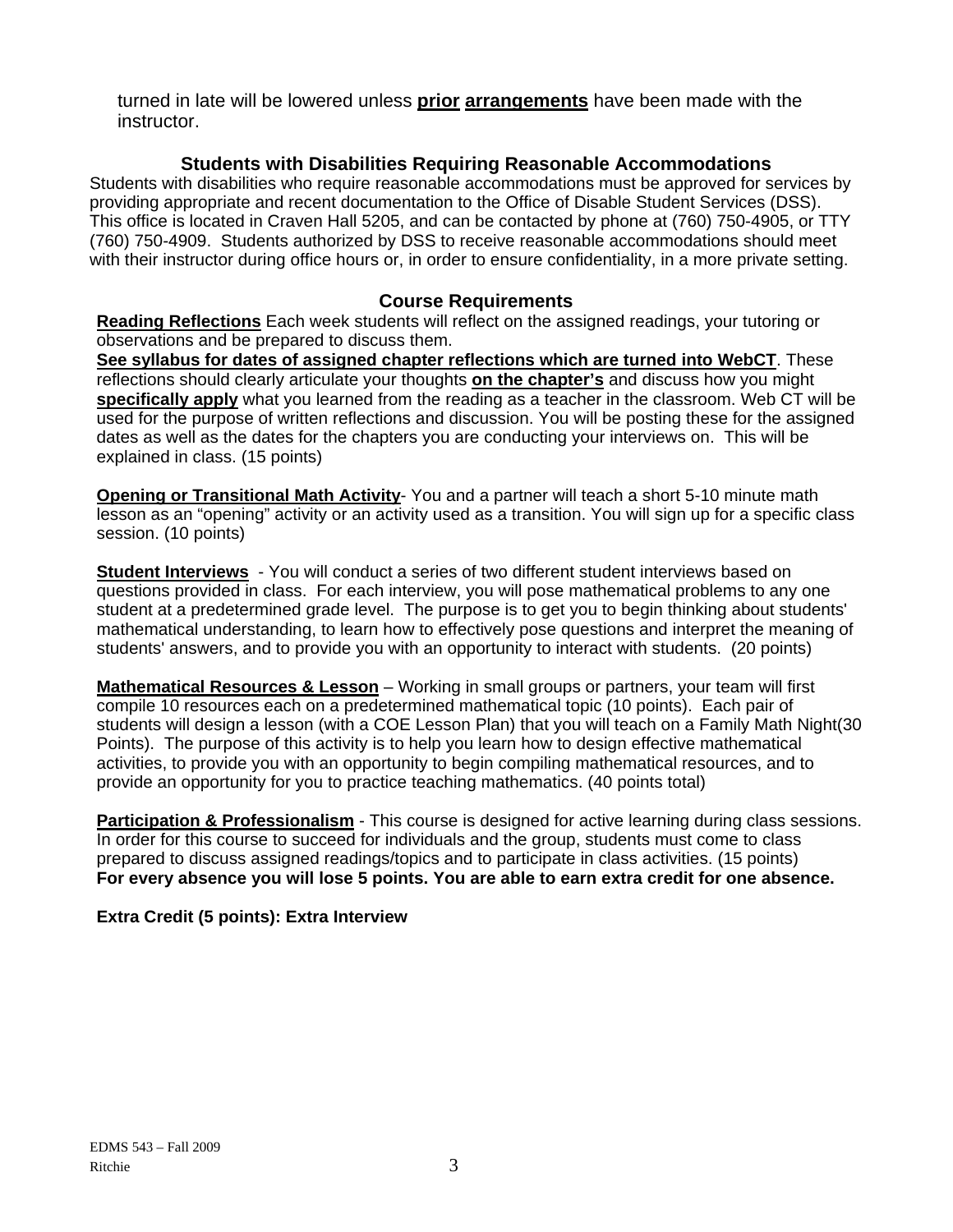turned in late will be lowered unless **prior** **arrangements** have been made with the instructor.

## Students with Disabilities Requiring Reasonable Accommodations

Students with disabilities who require reasonable accommodations must be approved for services by providing appropriate and recent documentation to the Office of Disable Student Services (DSS). This office is located in Craven Hall 5205, and can be contacted by phone at (760) 750-4905, or TTY (760) 750-4909. Students authorized by DSS to receive reasonable accommodations should meet with their instructor during office hours or, in order to ensure confidentiality, in a more private setting.

## Course Requirements

**Reading Reflections** Each week students will reflect on the assigned readings, your tutoring or observations and be prepared to discuss them.
**See syllabus for dates of assigned chapter reflections which are turned into WebCT**. These reflections should clearly articulate your thoughts **on the chapter's** and discuss how you might **specifically apply** what you learned from the reading as a teacher in the classroom. Web CT will be used for the purpose of written reflections and discussion. You will be posting these for the assigned dates as well as the dates for the chapters you are conducting your interviews on. This will be explained in class. (15 points)

**Opening or Transitional Math Activity**- You and a partner will teach a short 5-10 minute math lesson as an "opening" activity or an activity used as a transition. You will sign up for a specific class session. (10 points)

**Student Interviews** - You will conduct a series of two different student interviews based on questions provided in class. For each interview, you will pose mathematical problems to any one student at a predetermined grade level. The purpose is to get you to begin thinking about students' mathematical understanding, to learn how to effectively pose questions and interpret the meaning of students' answers, and to provide you with an opportunity to interact with students. (20 points)

**Mathematical Resources & Lesson** – Working in small groups or partners, your team will first compile 10 resources each on a predetermined mathematical topic (10 points). Each pair of students will design a lesson (with a COE Lesson Plan) that you will teach on a Family Math Night(30 Points). The purpose of this activity is to help you learn how to design effective mathematical activities, to provide you with an opportunity to begin compiling mathematical resources, and to provide an opportunity for you to practice teaching mathematics. (40 points total)

**Participation & Professionalism** - This course is designed for active learning during class sessions. In order for this course to succeed for individuals and the group, students must come to class prepared to discuss assigned readings/topics and to participate in class activities. (15 points)
**For every absence you will lose 5 points. You are able to earn extra credit for one absence.**

**Extra Credit (5 points): Extra Interview**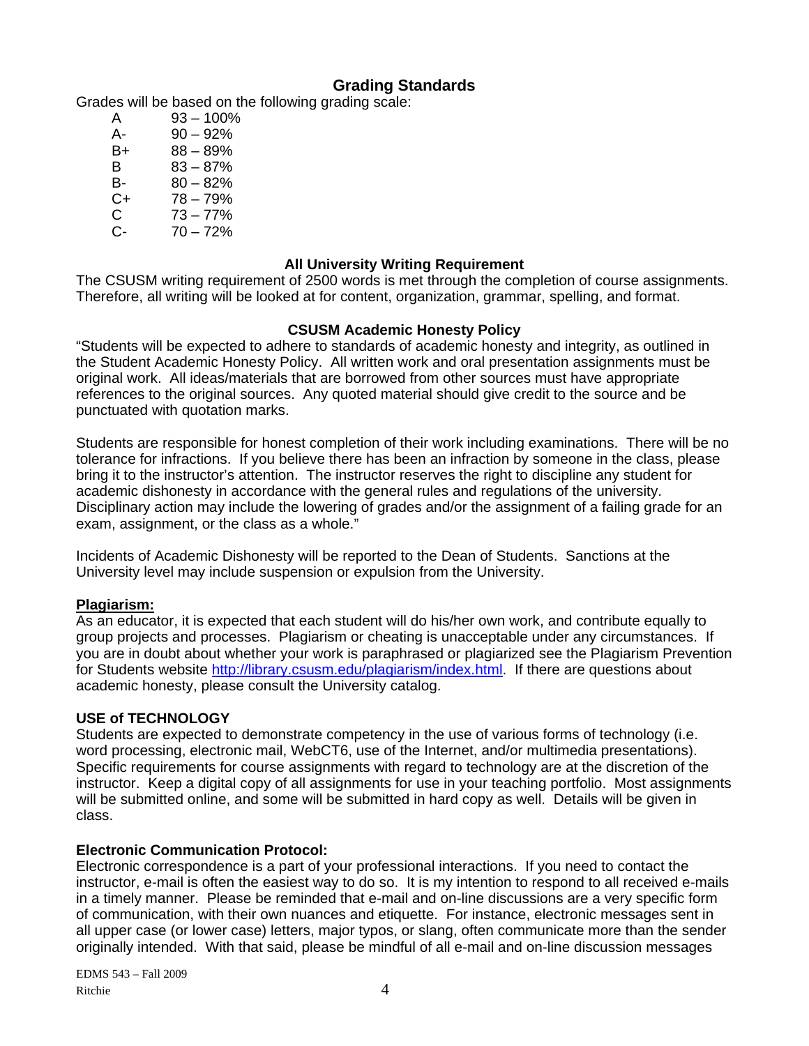## Grading Standards

Grades will be based on the following grading scale:

| | |
|---|---|
| A | 93 – 100% |
| A- | 90 – 92% |
| B+ | 88 – 89% |
| B | 83 – 87% |
| B- | 80 – 82% |
| C+ | 78 – 79% |
| C | 73 – 77% |
| C- | 70 – 72% |

### All University Writing Requirement

The CSUSM writing requirement of 2500 words is met through the completion of course assignments. Therefore, all writing will be looked at for content, organization, grammar, spelling, and format.

### CSUSM Academic Honesty Policy

"Students will be expected to adhere to standards of academic honesty and integrity, as outlined in the Student Academic Honesty Policy. All written work and oral presentation assignments must be original work. All ideas/materials that are borrowed from other sources must have appropriate references to the original sources. Any quoted material should give credit to the source and be punctuated with quotation marks.

Students are responsible for honest completion of their work including examinations. There will be no tolerance for infractions. If you believe there has been an infraction by someone in the class, please bring it to the instructor's attention. The instructor reserves the right to discipline any student for academic dishonesty in accordance with the general rules and regulations of the university. Disciplinary action may include the lowering of grades and/or the assignment of a failing grade for an exam, assignment, or the class as a whole."

Incidents of Academic Dishonesty will be reported to the Dean of Students. Sanctions at the University level may include suspension or expulsion from the University.

**Plagiarism:**

As an educator, it is expected that each student will do his/her own work, and contribute equally to group projects and processes. Plagiarism or cheating is unacceptable under any circumstances. If you are in doubt about whether your work is paraphrased or plagiarized see the Plagiarism Prevention for Students website http://library.csusm.edu/plagiarism/index.html. If there are questions about academic honesty, please consult the University catalog.

### USE of TECHNOLOGY

Students are expected to demonstrate competency in the use of various forms of technology (i.e. word processing, electronic mail, WebCT6, use of the Internet, and/or multimedia presentations). Specific requirements for course assignments with regard to technology are at the discretion of the instructor. Keep a digital copy of all assignments for use in your teaching portfolio. Most assignments will be submitted online, and some will be submitted in hard copy as well. Details will be given in class.

### Electronic Communication Protocol:

Electronic correspondence is a part of your professional interactions. If you need to contact the instructor, e-mail is often the easiest way to do so. It is my intention to respond to all received e-mails in a timely manner. Please be reminded that e-mail and on-line discussions are a very specific form of communication, with their own nuances and etiquette. For instance, electronic messages sent in all upper case (or lower case) letters, major typos, or slang, often communicate more than the sender originally intended. With that said, please be mindful of all e-mail and on-line discussion messages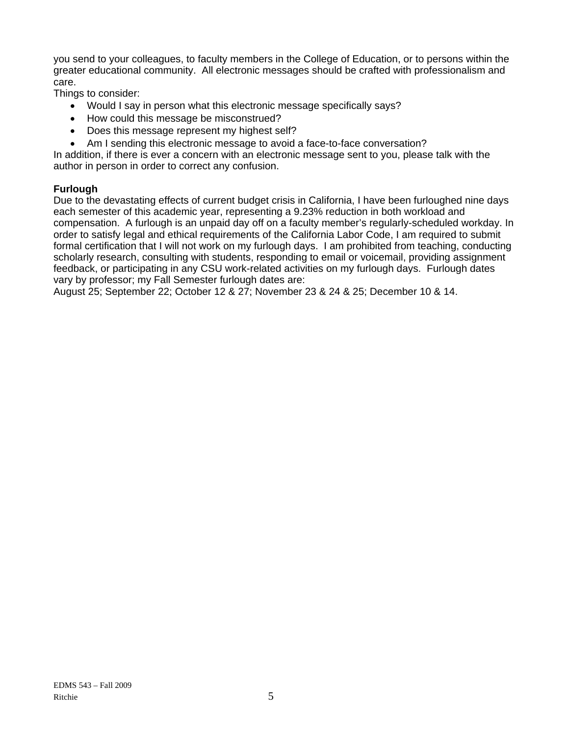you send to your colleagues, to faculty members in the College of Education, or to persons within the greater educational community. All electronic messages should be crafted with professionalism and care.

Things to consider:

- Would I say in person what this electronic message specifically says?
- How could this message be misconstrued?
- Does this message represent my highest self?
- Am I sending this electronic message to avoid a face-to-face conversation?

In addition, if there is ever a concern with an electronic message sent to you, please talk with the author in person in order to correct any confusion.

**Furlough**

Due to the devastating effects of current budget crisis in California, I have been furloughed nine days each semester of this academic year, representing a 9.23% reduction in both workload and compensation. A furlough is an unpaid day off on a faculty member's regularly-scheduled workday. In order to satisfy legal and ethical requirements of the California Labor Code, I am required to submit formal certification that I will not work on my furlough days. I am prohibited from teaching, conducting scholarly research, consulting with students, responding to email or voicemail, providing assignment feedback, or participating in any CSU work-related activities on my furlough days. Furlough dates vary by professor; my Fall Semester furlough dates are:

August 25; September 22; October 12 & 27; November 23 & 24 & 25; December 10 & 14.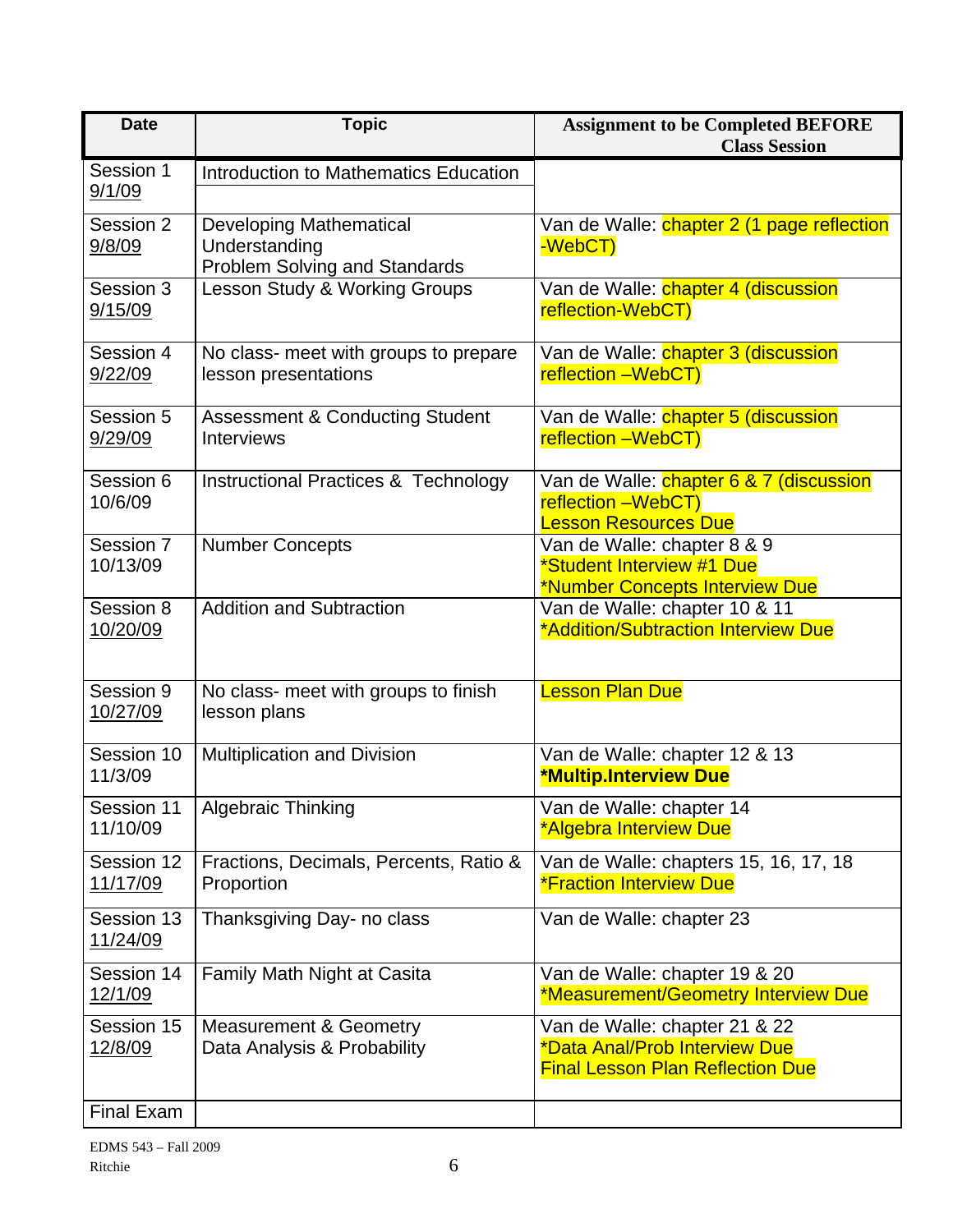| Date | Topic | Assignment to be Completed BEFORE Class Session |
|---|---|---|
| Session 1 9/1/09 | Introduction to Mathematics Education | |
| Session 2 9/8/09 | Developing Mathematical Understanding Problem Solving and Standards | Van de Walle: chapter 2 (1 page reflection -WebCT) |
| Session 3 9/15/09 | Lesson Study & Working Groups | Van de Walle: chapter 4 (discussion reflection-WebCT) |
| Session 4 9/22/09 | No class- meet with groups to prepare lesson presentations | Van de Walle: chapter 3 (discussion reflection –WebCT) |
| Session 5 9/29/09 | Assessment & Conducting Student Interviews | Van de Walle: chapter 5 (discussion reflection –WebCT) |
| Session 6 10/6/09 | Instructional Practices & Technology | Van de Walle: chapter 6 & 7 (discussion reflection –WebCT) Lesson Resources Due |
| Session 7 10/13/09 | Number Concepts | Van de Walle: chapter 8 & 9 *Student Interview #1 Due *Number Concepts Interview Due |
| Session 8 10/20/09 | Addition and Subtraction | Van de Walle: chapter 10 & 11 *Addition/Subtraction Interview Due |
| Session 9 10/27/09 | No class- meet with groups to finish lesson plans | Lesson Plan Due |
| Session 10 11/3/09 | Multiplication and Division | Van de Walle: chapter 12 & 13 **\*Multip.Interview Due** |
| Session 11 11/10/09 | Algebraic Thinking | Van de Walle: chapter 14 *Algebra Interview Due |
| Session 12 11/17/09 | Fractions, Decimals, Percents, Ratio & Proportion | Van de Walle: chapters 15, 16, 17, 18 *Fraction Interview Due |
| Session 13 11/24/09 | Thanksgiving Day- no class | Van de Walle: chapter 23 |
| Session 14 12/1/09 | Family Math Night at Casita | Van de Walle: chapter 19 & 20 *Measurement/Geometry Interview Due |
| Session 15 12/8/09 | Measurement & Geometry Data Analysis & Probability | Van de Walle: chapter 21 & 22 *Data Anal/Prob Interview Due Final Lesson Plan Reflection Due |
| Final Exam | | |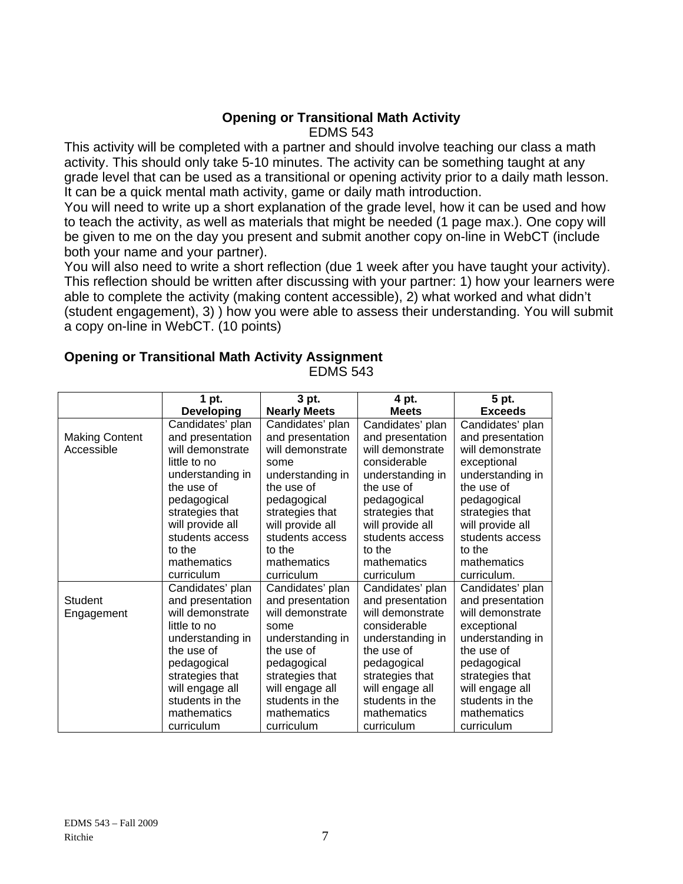## Opening or Transitional Math Activity

EDMS 543

This activity will be completed with a partner and should involve teaching our class a math activity. This should only take 5-10 minutes. The activity can be something taught at any grade level that can be used as a transitional or opening activity prior to a daily math lesson. It can be a quick mental math activity, game or daily math introduction.

You will need to write up a short explanation of the grade level, how it can be used and how to teach the activity, as well as materials that might be needed (1 page max.). One copy will be given to me on the day you present and submit another copy on-line in WebCT (include both your name and your partner).

You will also need to write a short reflection (due 1 week after you have taught your activity). This reflection should be written after discussing with your partner: 1) how your learners were able to complete the activity (making content accessible), 2) what worked and what didn't (student engagement), 3) ) how you were able to assess their understanding. You will submit a copy on-line in WebCT. (10 points)

## Opening or Transitional Math Activity Assignment

EDMS 543

| | 1 pt. Developing | 3 pt. Nearly Meets | 4 pt. Meets | 5 pt. Exceeds |
|---|---|---|---|---|
| Making Content Accessible | Candidates' plan and presentation will demonstrate little to no understanding in the use of pedagogical strategies that will provide all students access to the mathematics curriculum | Candidates' plan and presentation will demonstrate some understanding in the use of pedagogical strategies that will provide all students access to the mathematics curriculum | Candidates' plan and presentation will demonstrate considerable understanding in the use of pedagogical strategies that will provide all students access to the mathematics curriculum | Candidates' plan and presentation will demonstrate exceptional understanding in the use of pedagogical strategies that will provide all students access to the mathematics curriculum. |
| Student Engagement | Candidates' plan and presentation will demonstrate little to no understanding in the use of pedagogical strategies that will engage all students in the mathematics curriculum | Candidates' plan and presentation will demonstrate some understanding in the use of pedagogical strategies that will engage all students in the mathematics curriculum | Candidates' plan and presentation will demonstrate considerable understanding in the use of pedagogical strategies that will engage all students in the mathematics curriculum | Candidates' plan and presentation will demonstrate exceptional understanding in the use of pedagogical strategies that will engage all students in the mathematics curriculum |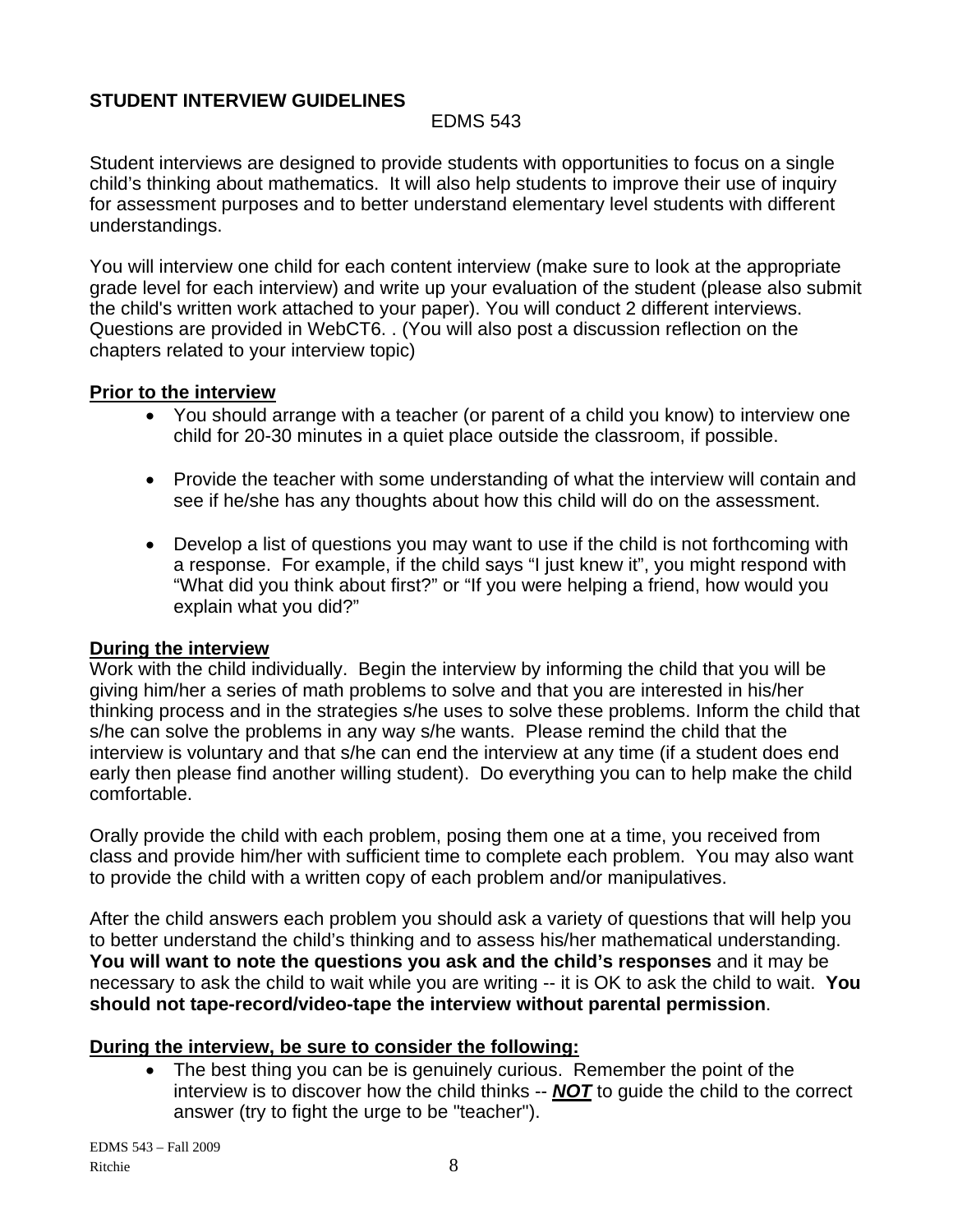**STUDENT INTERVIEW GUIDELINES**

EDMS 543

Student interviews are designed to provide students with opportunities to focus on a single child's thinking about mathematics. It will also help students to improve their use of inquiry for assessment purposes and to better understand elementary level students with different understandings.

You will interview one child for each content interview (make sure to look at the appropriate grade level for each interview) and write up your evaluation of the student (please also submit the child's written work attached to your paper). You will conduct 2 different interviews. Questions are provided in WebCT6. . (You will also post a discussion reflection on the chapters related to your interview topic)

**Prior to the interview**

- You should arrange with a teacher (or parent of a child you know) to interview one child for 20-30 minutes in a quiet place outside the classroom, if possible.
- Provide the teacher with some understanding of what the interview will contain and see if he/she has any thoughts about how this child will do on the assessment.
- Develop a list of questions you may want to use if the child is not forthcoming with a response. For example, if the child says "I just knew it", you might respond with "What did you think about first?" or "If you were helping a friend, how would you explain what you did?"

**During the interview**

Work with the child individually. Begin the interview by informing the child that you will be giving him/her a series of math problems to solve and that you are interested in his/her thinking process and in the strategies s/he uses to solve these problems. Inform the child that s/he can solve the problems in any way s/he wants. Please remind the child that the interview is voluntary and that s/he can end the interview at any time (if a student does end early then please find another willing student). Do everything you can to help make the child comfortable.

Orally provide the child with each problem, posing them one at a time, you received from class and provide him/her with sufficient time to complete each problem. You may also want to provide the child with a written copy of each problem and/or manipulatives.

After the child answers each problem you should ask a variety of questions that will help you to better understand the child's thinking and to assess his/her mathematical understanding. **You will want to note the questions you ask and the child's responses** and it may be necessary to ask the child to wait while you are writing -- it is OK to ask the child to wait. **You should not tape-record/video-tape the interview without parental permission**.

**During the interview, be sure to consider the following:**

- The best thing you can be is genuinely curious. Remember the point of the interview is to discover how the child thinks -- ***NOT*** to guide the child to the correct answer (try to fight the urge to be "teacher").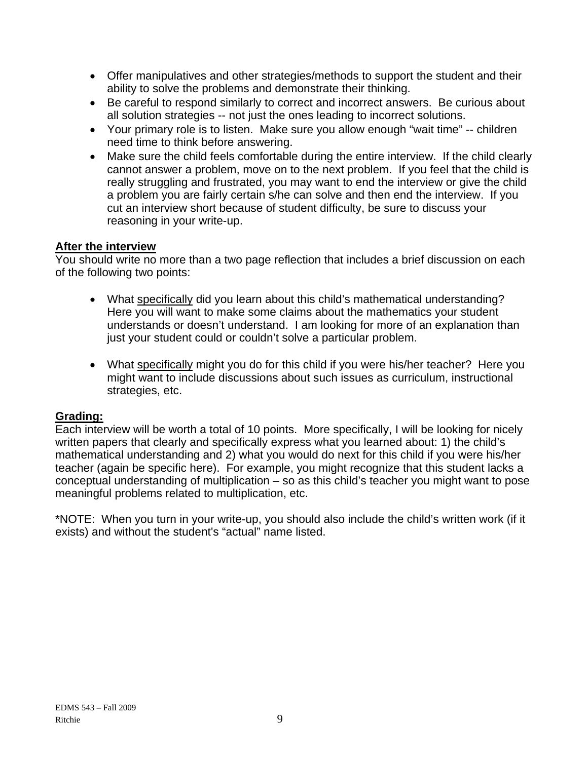- Offer manipulatives and other strategies/methods to support the student and their ability to solve the problems and demonstrate their thinking.
- Be careful to respond similarly to correct and incorrect answers. Be curious about all solution strategies -- not just the ones leading to incorrect solutions.
- Your primary role is to listen. Make sure you allow enough "wait time" -- children need time to think before answering.
- Make sure the child feels comfortable during the entire interview. If the child clearly cannot answer a problem, move on to the next problem. If you feel that the child is really struggling and frustrated, you may want to end the interview or give the child a problem you are fairly certain s/he can solve and then end the interview. If you cut an interview short because of student difficulty, be sure to discuss your reasoning in your write-up.

**After the interview**

You should write no more than a two page reflection that includes a brief discussion on each of the following two points:

- What specifically did you learn about this child's mathematical understanding? Here you will want to make some claims about the mathematics your student understands or doesn't understand. I am looking for more of an explanation than just your student could or couldn't solve a particular problem.

- What specifically might you do for this child if you were his/her teacher? Here you might want to include discussions about such issues as curriculum, instructional strategies, etc.

**Grading:**

Each interview will be worth a total of 10 points. More specifically, I will be looking for nicely written papers that clearly and specifically express what you learned about: 1) the child's mathematical understanding and 2) what you would do next for this child if you were his/her teacher (again be specific here). For example, you might recognize that this student lacks a conceptual understanding of multiplication – so as this child's teacher you might want to pose meaningful problems related to multiplication, etc.

*NOTE: When you turn in your write-up, you should also include the child's written work (if it exists) and without the student's "actual" name listed.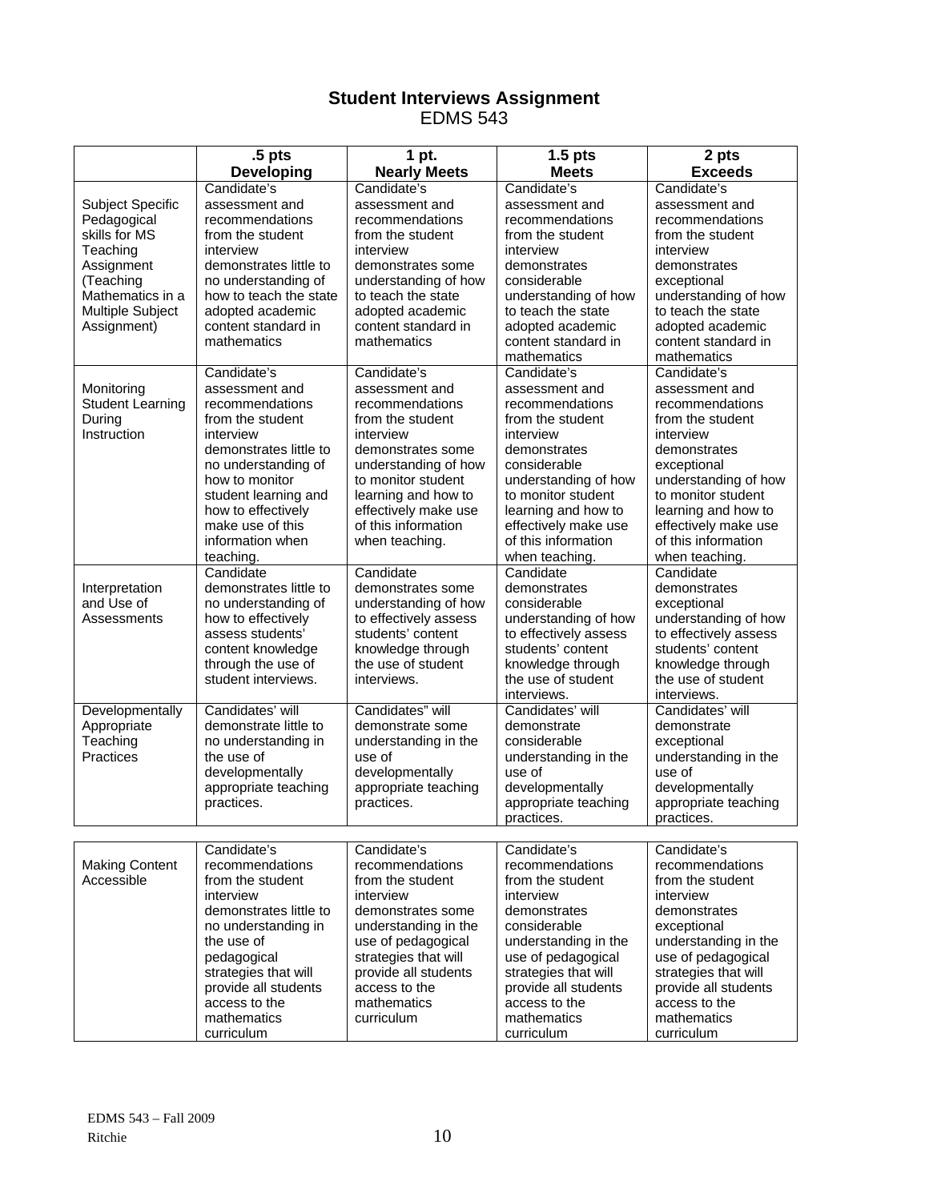## Student Interviews Assignment

EDMS 543

| | .5 pts Developing | 1 pt. Nearly Meets | 1.5 pts Meets | 2 pts Exceeds |
|---|---|---|---|---|
| Subject Specific Pedagogical skills for MS Teaching Assignment (Teaching Mathematics in a Multiple Subject Assignment) | Candidate's assessment and recommendations from the student interview demonstrates little to no understanding of how to teach the state adopted academic content standard in mathematics | Candidate's assessment and recommendations from the student interview demonstrates some understanding of how to teach the state adopted academic content standard in mathematics | Candidate's assessment and recommendations from the student interview demonstrates considerable understanding of how to teach the state adopted academic content standard in mathematics | Candidate's assessment and recommendations from the student interview demonstrates exceptional understanding of how to teach the state adopted academic content standard in mathematics |
| Monitoring Student Learning During Instruction | Candidate's assessment and recommendations from the student interview demonstrates little to no understanding of how to monitor student learning and how to effectively make use of this information when teaching. | Candidate's assessment and recommendations from the student interview demonstrates some understanding of how to monitor student learning and how to effectively make use of this information when teaching. | Candidate's assessment and recommendations from the student interview demonstrates considerable understanding of how to monitor student learning and how to effectively make use of this information when teaching. | Candidate's assessment and recommendations from the student interview demonstrates exceptional understanding of how to monitor student learning and how to effectively make use of this information when teaching. |
| Interpretation and Use of Assessments | Candidate demonstrates little to no understanding of how to effectively assess students' content knowledge through the use of student interviews. | Candidate demonstrates some understanding of how to effectively assess students' content knowledge through the use of student interviews. | Candidate demonstrates considerable understanding of how to effectively assess students' content knowledge through the use of student interviews. | Candidate demonstrates exceptional understanding of how to effectively assess students' content knowledge through the use of student interviews. |
| Developmentally Appropriate Teaching Practices | Candidates' will demonstrate little to no understanding in the use of developmentally appropriate teaching practices. | Candidates" will demonstrate some understanding in the use of developmentally appropriate teaching practices. | Candidates' will demonstrate considerable understanding in the use of developmentally appropriate teaching practices. | Candidates' will demonstrate exceptional understanding in the use of developmentally appropriate teaching practices. |
| Making Content Accessible | Candidate's recommendations from the student interview demonstrates little to no understanding in the use of pedagogical strategies that will provide all students access to the mathematics curriculum | Candidate's recommendations from the student interview demonstrates some understanding in the use of pedagogical strategies that will provide all students access to the mathematics curriculum | Candidate's recommendations from the student interview demonstrates considerable understanding in the use of pedagogical strategies that will provide all students access to the mathematics curriculum | Candidate's recommendations from the student interview demonstrates exceptional understanding in the use of pedagogical strategies that will provide all students access to the mathematics curriculum |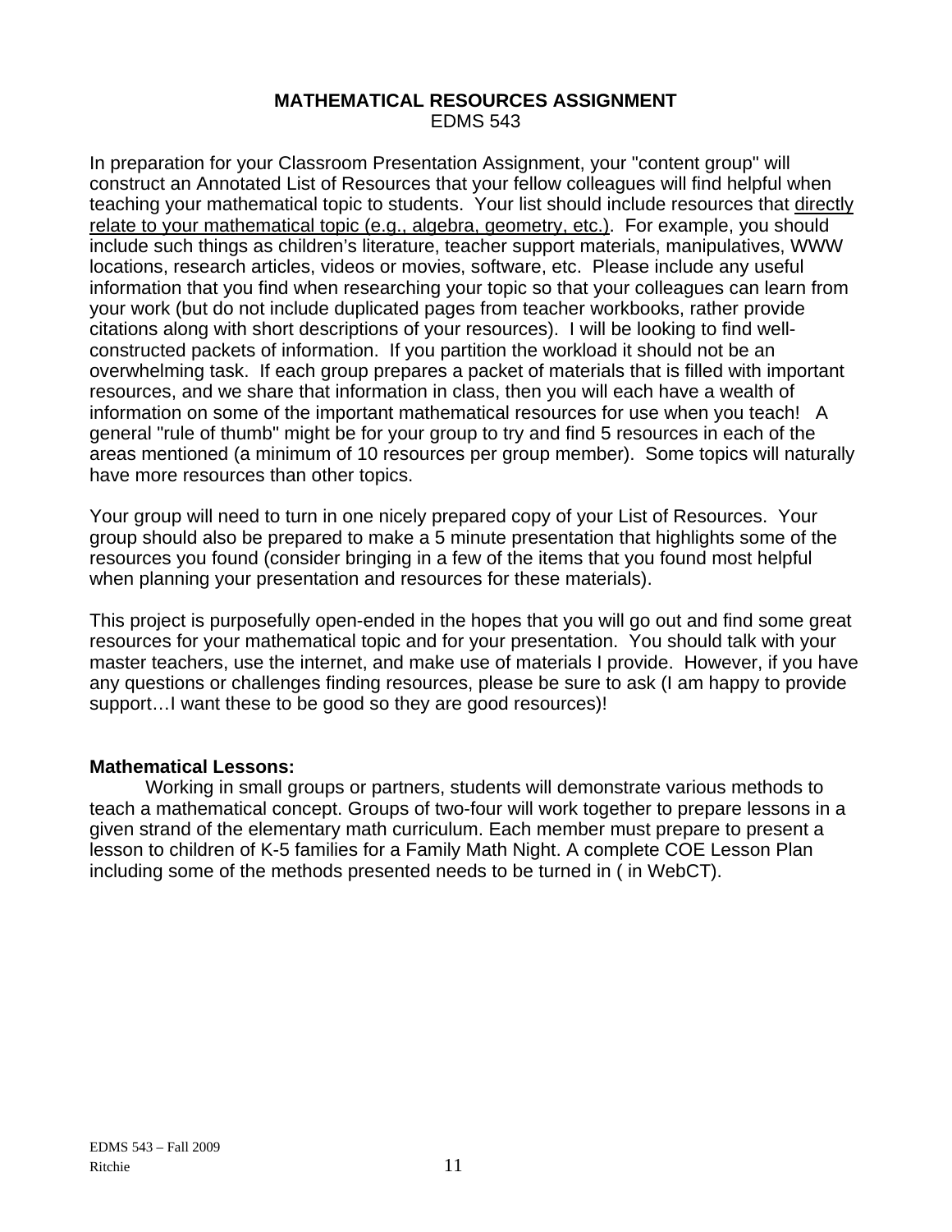**MATHEMATICAL RESOURCES ASSIGNMENT**
EDMS 543

In preparation for your Classroom Presentation Assignment, your "content group" will construct an Annotated List of Resources that your fellow colleagues will find helpful when teaching your mathematical topic to students. Your list should include resources that directly relate to your mathematical topic (e.g., algebra, geometry, etc.). For example, you should include such things as children's literature, teacher support materials, manipulatives, WWW locations, research articles, videos or movies, software, etc. Please include any useful information that you find when researching your topic so that your colleagues can learn from your work (but do not include duplicated pages from teacher workbooks, rather provide citations along with short descriptions of your resources). I will be looking to find well-constructed packets of information. If you partition the workload it should not be an overwhelming task. If each group prepares a packet of materials that is filled with important resources, and we share that information in class, then you will each have a wealth of information on some of the important mathematical resources for use when you teach! A general "rule of thumb" might be for your group to try and find 5 resources in each of the areas mentioned (a minimum of 10 resources per group member). Some topics will naturally have more resources than other topics.

Your group will need to turn in one nicely prepared copy of your List of Resources. Your group should also be prepared to make a 5 minute presentation that highlights some of the resources you found (consider bringing in a few of the items that you found most helpful when planning your presentation and resources for these materials).

This project is purposefully open-ended in the hopes that you will go out and find some great resources for your mathematical topic and for your presentation. You should talk with your master teachers, use the internet, and make use of materials I provide. However, if you have any questions or challenges finding resources, please be sure to ask (I am happy to provide support…I want these to be good so they are good resources)!

**Mathematical Lessons:**

Working in small groups or partners, students will demonstrate various methods to teach a mathematical concept. Groups of two-four will work together to prepare lessons in a given strand of the elementary math curriculum. Each member must prepare to present a lesson to children of K-5 families for a Family Math Night. A complete COE Lesson Plan including some of the methods presented needs to be turned in ( in WebCT).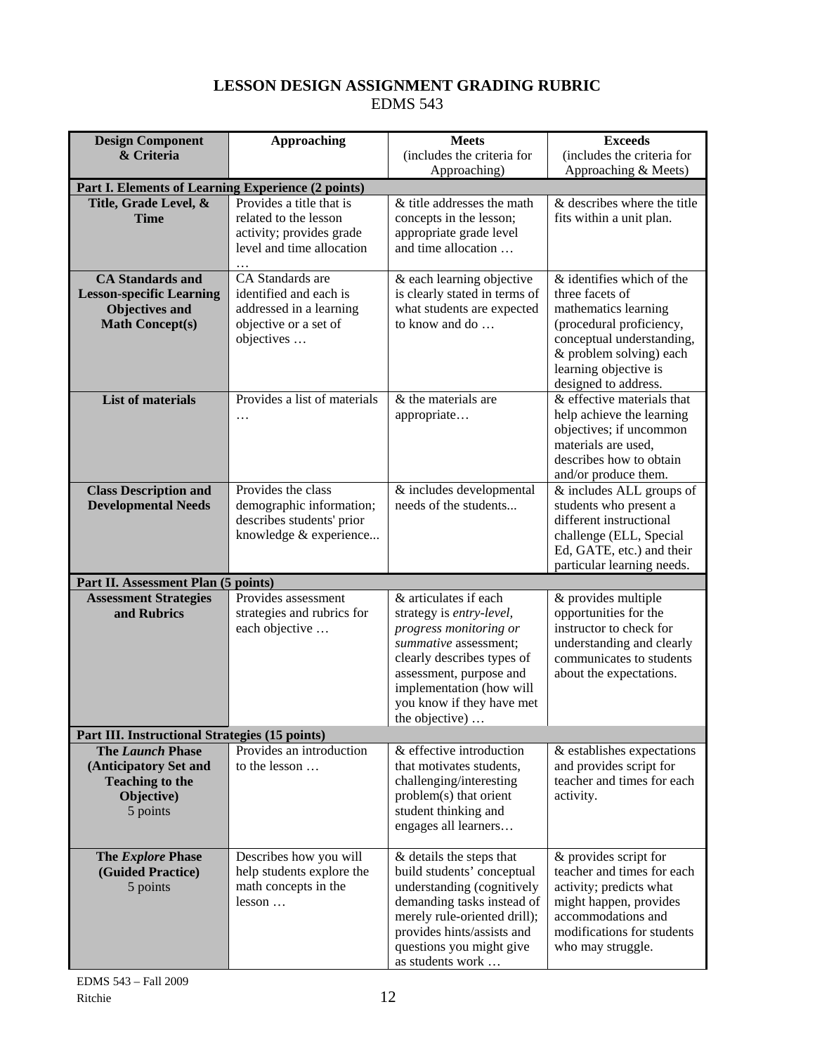## LESSON DESIGN ASSIGNMENT GRADING RUBRIC

EDMS 543

| Design Component & Criteria | Approaching | Meets (includes the criteria for Approaching) | Exceeds (includes the criteria for Approaching & Meets) |
|---|---|---|---|
| **Part I. Elements of Learning Experience (2 points)** | | | |
| **Title, Grade Level, & Time** | Provides a title that is related to the lesson activity; provides grade level and time allocation … | & title addresses the math concepts in the lesson; appropriate grade level and time allocation … | & describes where the title fits within a unit plan. |
| **CA Standards and Lesson-specific Learning Objectives and Math Concept(s)** | CA Standards are identified and each is addressed in a learning objective or a set of objectives … | & each learning objective is clearly stated in terms of what students are expected to know and do … | & identifies which of the three facets of mathematics learning (procedural proficiency, conceptual understanding, & problem solving) each learning objective is designed to address. |
| **List of materials** | Provides a list of materials … | & the materials are appropriate… | & effective materials that help achieve the learning objectives; if uncommon materials are used, describes how to obtain and/or produce them. |
| **Class Description and Developmental Needs** | Provides the class demographic information; describes students' prior knowledge & experience... | & includes developmental needs of the students... | & includes ALL groups of students who present a different instructional challenge (ELL, Special Ed, GATE, etc.) and their particular learning needs. |
| **Part II. Assessment Plan (5 points)** | | | |
| **Assessment Strategies and Rubrics** | Provides assessment strategies and rubrics for each objective … | & articulates if each strategy is *entry-level, progress monitoring or summative* assessment; clearly describes types of assessment, purpose and implementation (how will you know if they have met the objective) … | & provides multiple opportunities for the instructor to check for understanding and clearly communicates to students about the expectations. |
| **Part III. Instructional Strategies (15 points)** | | | |
| **The *Launch* Phase (Anticipatory Set and Teaching to the Objective)** 5 points | Provides an introduction to the lesson … | & effective introduction that motivates students, challenging/interesting problem(s) that orient student thinking and engages all learners… | & establishes expectations and provides script for teacher and times for each activity. |
| **The *Explore* Phase (Guided Practice)** 5 points | Describes how you will help students explore the math concepts in the lesson … | & details the steps that build students' conceptual understanding (cognitively demanding tasks instead of merely rule-oriented drill); provides hints/assists and questions you might give as students work … | & provides script for teacher and times for each activity; predicts what might happen, provides accommodations and modifications for students who may struggle. |

EDMS 543 – Fall 2009
Ritchie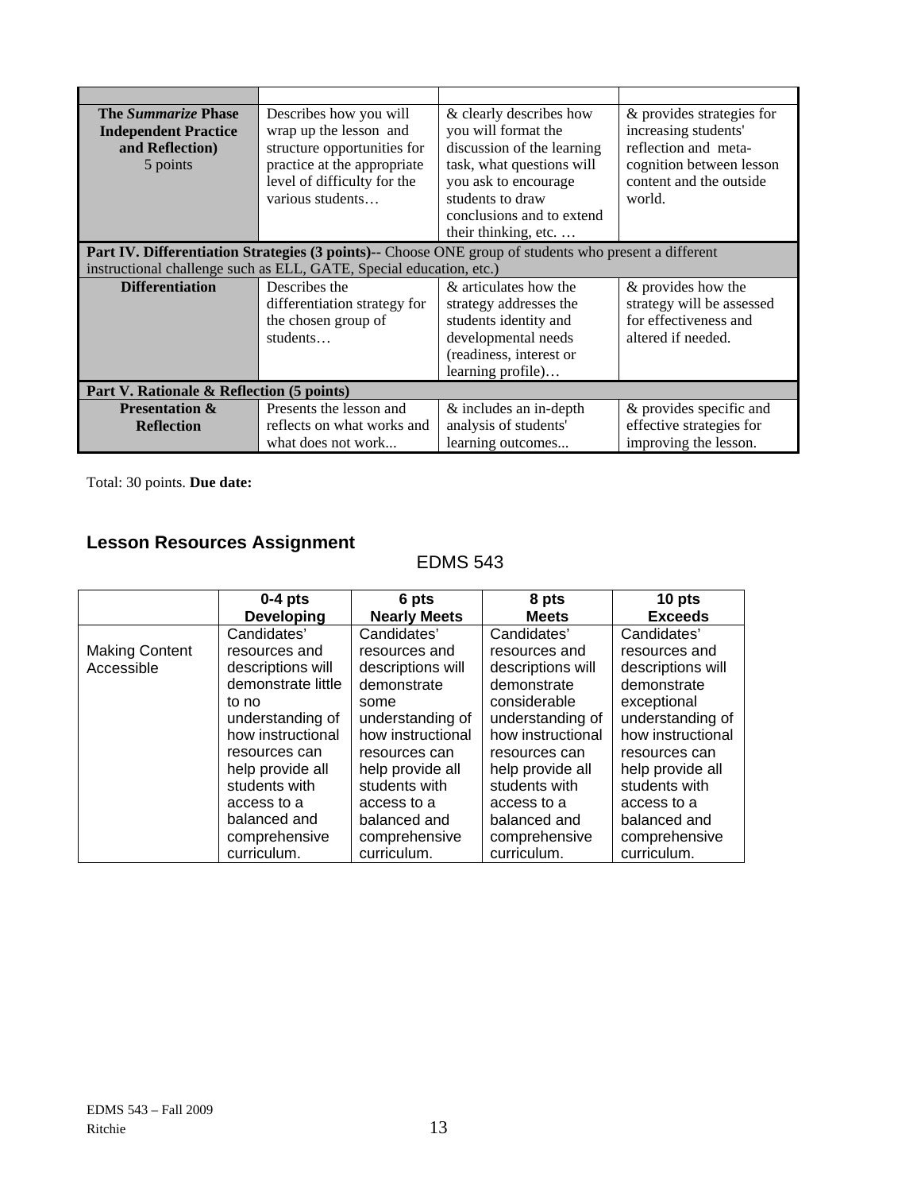| | | | |
|---|---|---|---|
| **The *Summarize* Phase Independent Practice and Reflection)** 5 points | Describes how you will wrap up the lesson and structure opportunities for practice at the appropriate level of difficulty for the various students… | & clearly describes how you will format the discussion of the learning task, what questions will you ask to encourage students to draw conclusions and to extend their thinking, etc. … | & provides strategies for increasing students' reflection and meta-cognition between lesson content and the outside world. |
| **Part IV. Differentiation Strategies (3 points)**-- Choose ONE group of students who present a different instructional challenge such as ELL, GATE, Special education, etc.) | | | |
| **Differentiation** | Describes the differentiation strategy for the chosen group of students… | & articulates how the strategy addresses the students identity and developmental needs (readiness, interest or learning profile)… | & provides how the strategy will be assessed for effectiveness and altered if needed. |
| **Part V. Rationale & Reflection (5 points)** | | | |
| **Presentation & Reflection** | Presents the lesson and reflects on what works and what does not work... | & includes an in-depth analysis of students' learning outcomes... | & provides specific and effective strategies for improving the lesson. |

Total: 30 points. **Due date:**

## Lesson Resources Assignment

EDMS 543

| | **0-4 pts Developing** | **6 pts Nearly Meets** | **8 pts Meets** | **10 pts Exceeds** |
|---|---|---|---|---|
| Making Content Accessible | Candidates' resources and descriptions will demonstrate little to no understanding of how instructional resources can help provide all students with access to a balanced and comprehensive curriculum. | Candidates' resources and descriptions will demonstrate some understanding of how instructional resources can help provide all students with access to a balanced and comprehensive curriculum. | Candidates' resources and descriptions will demonstrate considerable understanding of how instructional resources can help provide all students with access to a balanced and comprehensive curriculum. | Candidates' resources and descriptions will demonstrate exceptional understanding of how instructional resources can help provide all students with access to a balanced and comprehensive curriculum. |